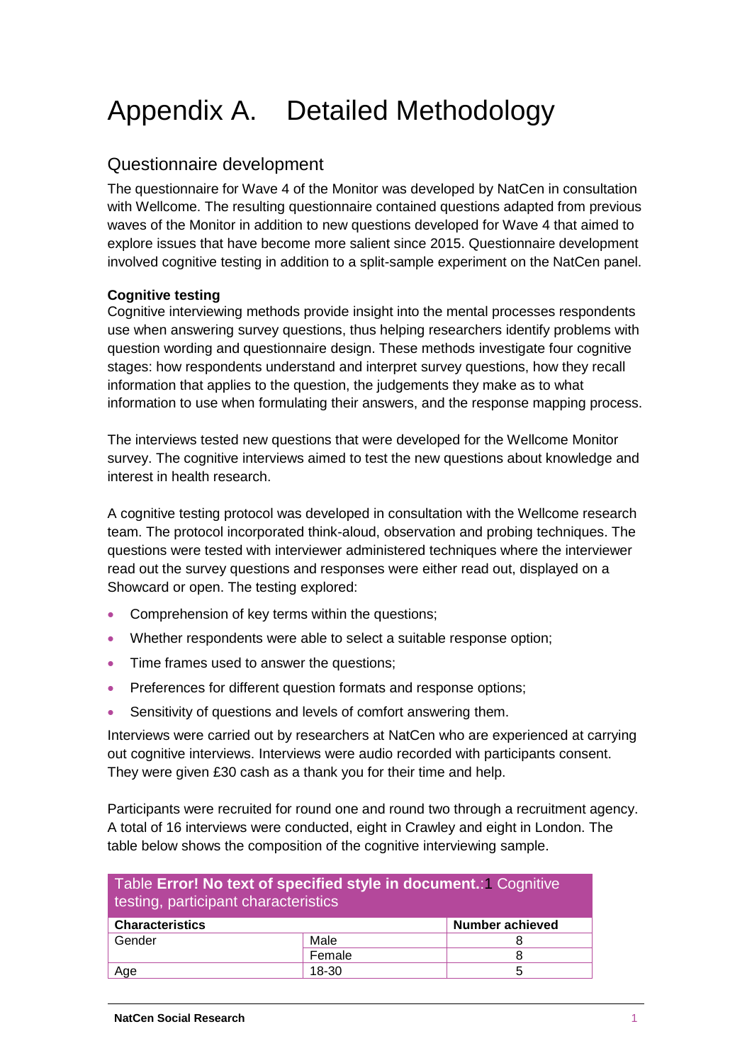# Appendix A. Detailed Methodology

## Questionnaire development

The questionnaire for Wave 4 of the Monitor was developed by NatCen in consultation with Wellcome. The resulting questionnaire contained questions adapted from previous waves of the Monitor in addition to new questions developed for Wave 4 that aimed to explore issues that have become more salient since 2015. Questionnaire development involved cognitive testing in addition to a split-sample experiment on the NatCen panel.

### Cognitive testing

Cognitive interviewing methods provide insight into the mental processes respondents use when answering survey questions, thus helping researchers identify problems with question wording and questionnaire design. These methods investigate four cognitive stages: how respondents understand and interpret survey questions, how they recall information that applies to the question, the judgements they make as to what information to use when formulating their answers, and the response mapping process.

The interviews tested new questions that were developed for the Wellcome Monitor survey. The cognitive interviews aimed to test the new questions about knowledge and interest in health research.

A cognitive testing protocol was developed in consultation with the Wellcome research team. The protocol incorporated think-aloud, observation and probing techniques. The questions were tested with interviewer administered techniques where the interviewer read out the survey questions and responses were either read out, displayed on a Showcard or open. The testing explored:

- Comprehension of key terms within the questions;
- Whether respondents were able to select a suitable response option;
- Time frames used to answer the questions;
- Preferences for different question formats and response options;
- Sensitivity of questions and levels of comfort answering them.

Interviews were carried out by researchers at NatCen who are experienced at carrying out cognitive interviews. Interviews were audio recorded with participants consent. They were given £30 cash as a thank you for their time and help.

Participants were recruited for round one and round two through a recruitment agency. A total of 16 interviews were conducted, eight in Crawley and eight in London. The table below shows the composition of the cognitive interviewing sample.

Table **Error! No text of specified style in document.**:1 Cognitive testing, participant characteristics

| Characteristics | | Number achieved |
|---|---|---|
| Gender | Male | 8 |
| | Female | 8 |
| Age | 18-30 | 5 |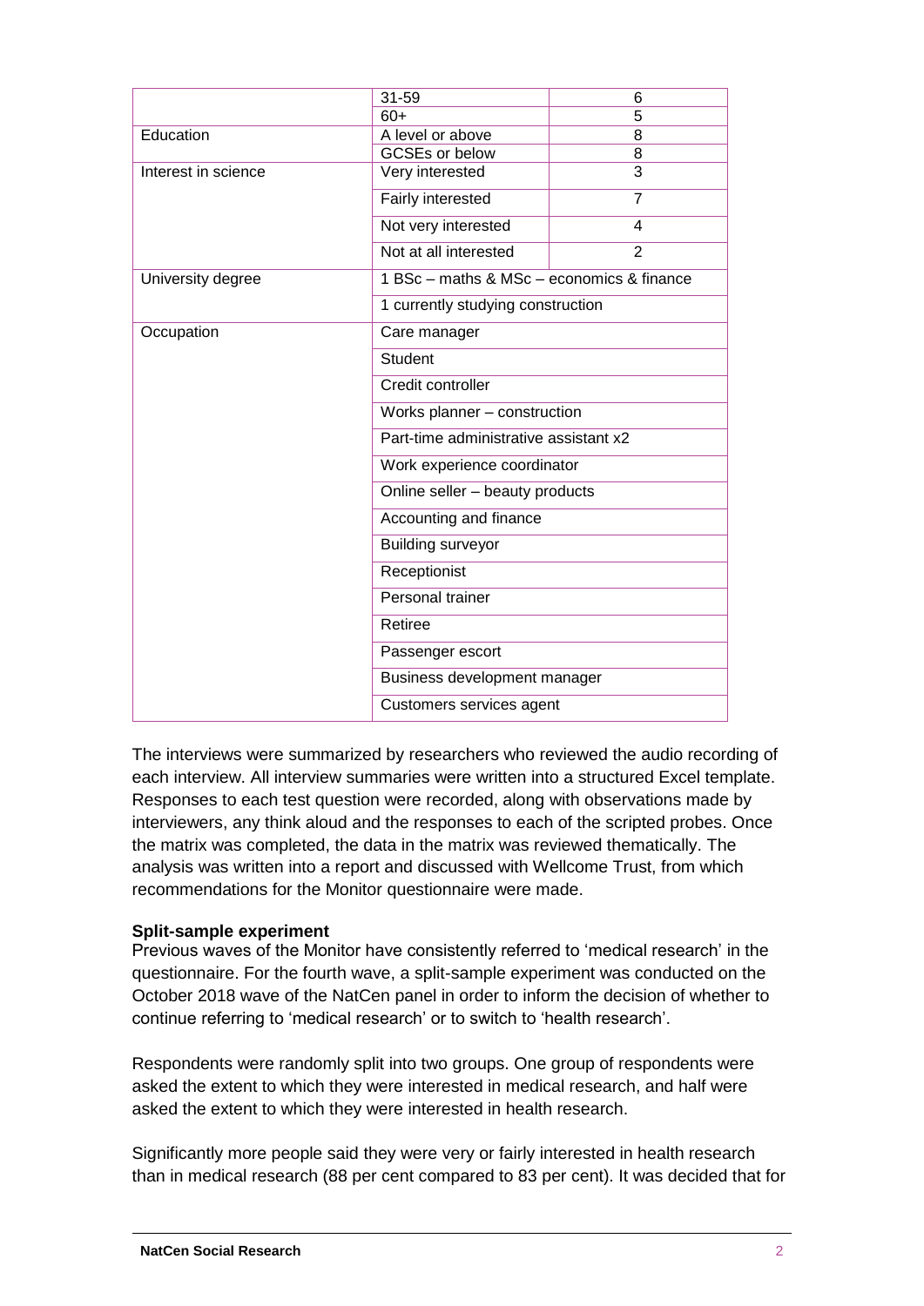| | | |
|---|---|---|
| | 31-59 | 6 |
| | 60+ | 5 |
| Education | A level or above | 8 |
| | GCSEs or below | 8 |
| Interest in science | Very interested | 3 |
| | Fairly interested | 7 |
| | Not very interested | 4 |
| | Not at all interested | 2 |
| University degree | 1 BSc – maths & MSc – economics & finance | |
| | 1 currently studying construction | |
| Occupation | Care manager | |
| | Student | |
| | Credit controller | |
| | Works planner – construction | |
| | Part-time administrative assistant x2 | |
| | Work experience coordinator | |
| | Online seller – beauty products | |
| | Accounting and finance | |
| | Building surveyor | |
| | Receptionist | |
| | Personal trainer | |
| | Retiree | |
| | Passenger escort | |
| | Business development manager | |
| | Customers services agent | |

The interviews were summarized by researchers who reviewed the audio recording of each interview. All interview summaries were written into a structured Excel template. Responses to each test question were recorded, along with observations made by interviewers, any think aloud and the responses to each of the scripted probes. Once the matrix was completed, the data in the matrix was reviewed thematically. The analysis was written into a report and discussed with Wellcome Trust, from which recommendations for the Monitor questionnaire were made.

**Split-sample experiment**

Previous waves of the Monitor have consistently referred to 'medical research' in the questionnaire. For the fourth wave, a split-sample experiment was conducted on the October 2018 wave of the NatCen panel in order to inform the decision of whether to continue referring to 'medical research' or to switch to 'health research'.

Respondents were randomly split into two groups. One group of respondents were asked the extent to which they were interested in medical research, and half were asked the extent to which they were interested in health research.

Significantly more people said they were very or fairly interested in health research than in medical research (88 per cent compared to 83 per cent). It was decided that for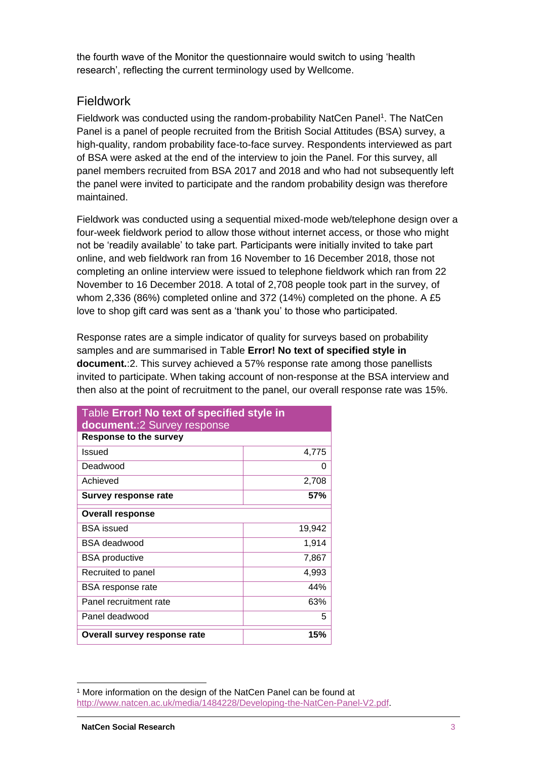the fourth wave of the Monitor the questionnaire would switch to using 'health research', reflecting the current terminology used by Wellcome.

## Fieldwork

Fieldwork was conducted using the random-probability NatCen Panel[1]. The NatCen Panel is a panel of people recruited from the British Social Attitudes (BSA) survey, a high-quality, random probability face-to-face survey. Respondents interviewed as part of BSA were asked at the end of the interview to join the Panel. For this survey, all panel members recruited from BSA 2017 and 2018 and who had not subsequently left the panel were invited to participate and the random probability design was therefore maintained.

Fieldwork was conducted using a sequential mixed-mode web/telephone design over a four-week fieldwork period to allow those without internet access, or those who might not be 'readily available' to take part. Participants were initially invited to take part online, and web fieldwork ran from 16 November to 16 December 2018, those not completing an online interview were issued to telephone fieldwork which ran from 22 November to 16 December 2018. A total of 2,708 people took part in the survey, of whom 2,336 (86%) completed online and 372 (14%) completed on the phone. A £5 love to shop gift card was sent as a 'thank you' to those who participated.

Response rates are a simple indicator of quality for surveys based on probability samples and are summarised in Table **Error! No text of specified style in document.**:2. This survey achieved a 57% response rate among those panellists invited to participate. When taking account of non-response at the BSA interview and then also at the point of recruitment to the panel, our overall response rate was 15%.

Table **Error! No text of specified style in document.**:2 Survey response

| | |
|---|---|
| **Response to the survey** | |
| Issued | 4,775 |
| Deadwood | 0 |
| Achieved | 2,708 |
| **Survey response rate** | **57%** |
| **Overall response** | |
| BSA issued | 19,942 |
| BSA deadwood | 1,914 |
| BSA productive | 7,867 |
| Recruited to panel | 4,993 |
| BSA response rate | 44% |
| Panel recruitment rate | 63% |
| Panel deadwood | 5 |
| **Overall survey response rate** | **15%** |

[1] More information on the design of the NatCen Panel can be found at http://www.natcen.ac.uk/media/1484228/Developing-the-NatCen-Panel-V2.pdf.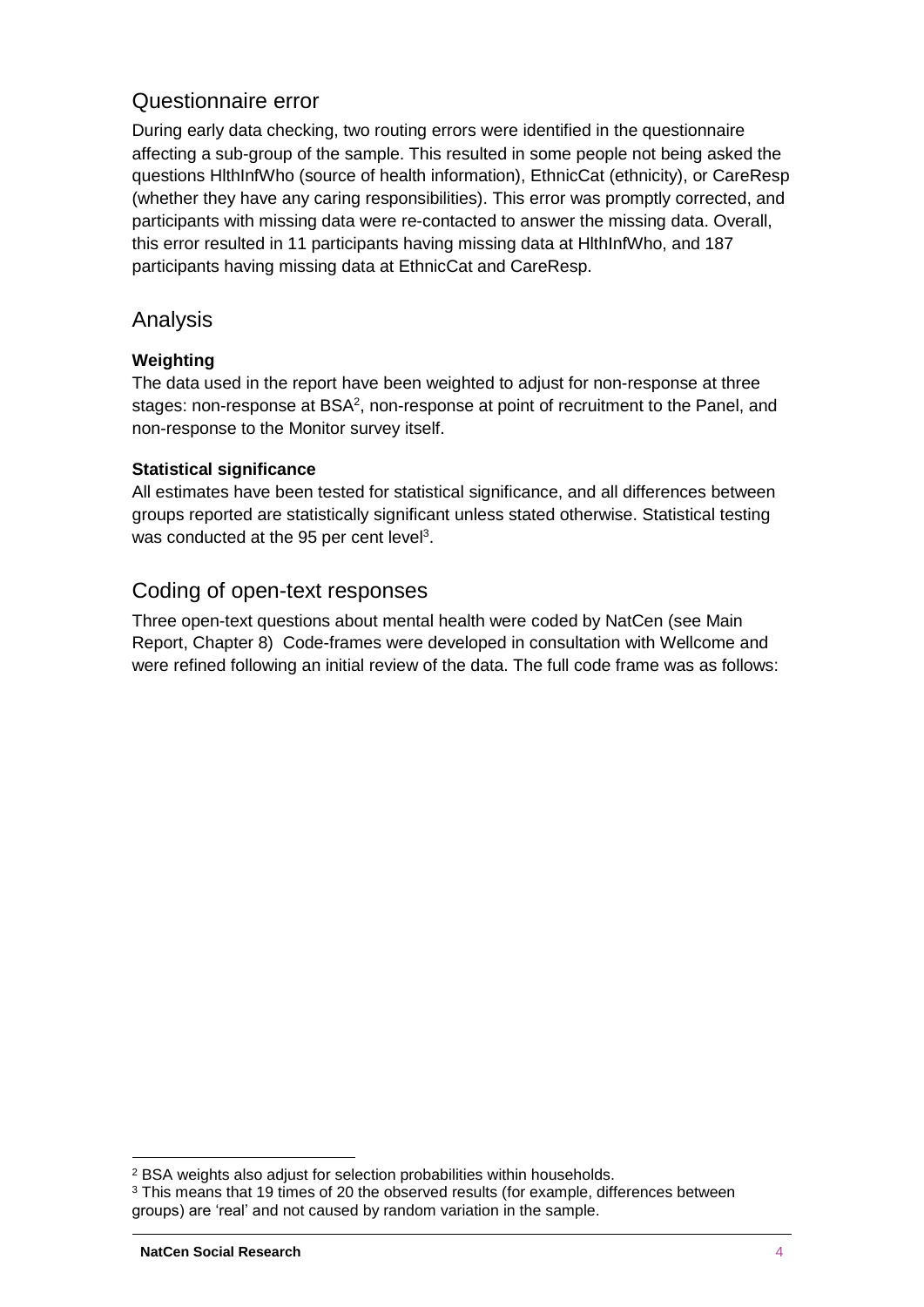## Questionnaire error

During early data checking, two routing errors were identified in the questionnaire affecting a sub-group of the sample. This resulted in some people not being asked the questions HlthInfWho (source of health information), EthnicCat (ethnicity), or CareResp (whether they have any caring responsibilities). This error was promptly corrected, and participants with missing data were re-contacted to answer the missing data. Overall, this error resulted in 11 participants having missing data at HlthInfWho, and 187 participants having missing data at EthnicCat and CareResp.

## Analysis

**Weighting**

The data used in the report have been weighted to adjust for non-response at three stages: non-response at BSA[2], non-response at point of recruitment to the Panel, and non-response to the Monitor survey itself.

**Statistical significance**

All estimates have been tested for statistical significance, and all differences between groups reported are statistically significant unless stated otherwise. Statistical testing was conducted at the 95 per cent level[3].

## Coding of open-text responses

Three open-text questions about mental health were coded by NatCen (see Main Report, Chapter 8) Code-frames were developed in consultation with Wellcome and were refined following an initial review of the data. The full code frame was as follows:

---

[2] BSA weights also adjust for selection probabilities within households.

[3] This means that 19 times of 20 the observed results (for example, differences between groups) are 'real' and not caused by random variation in the sample.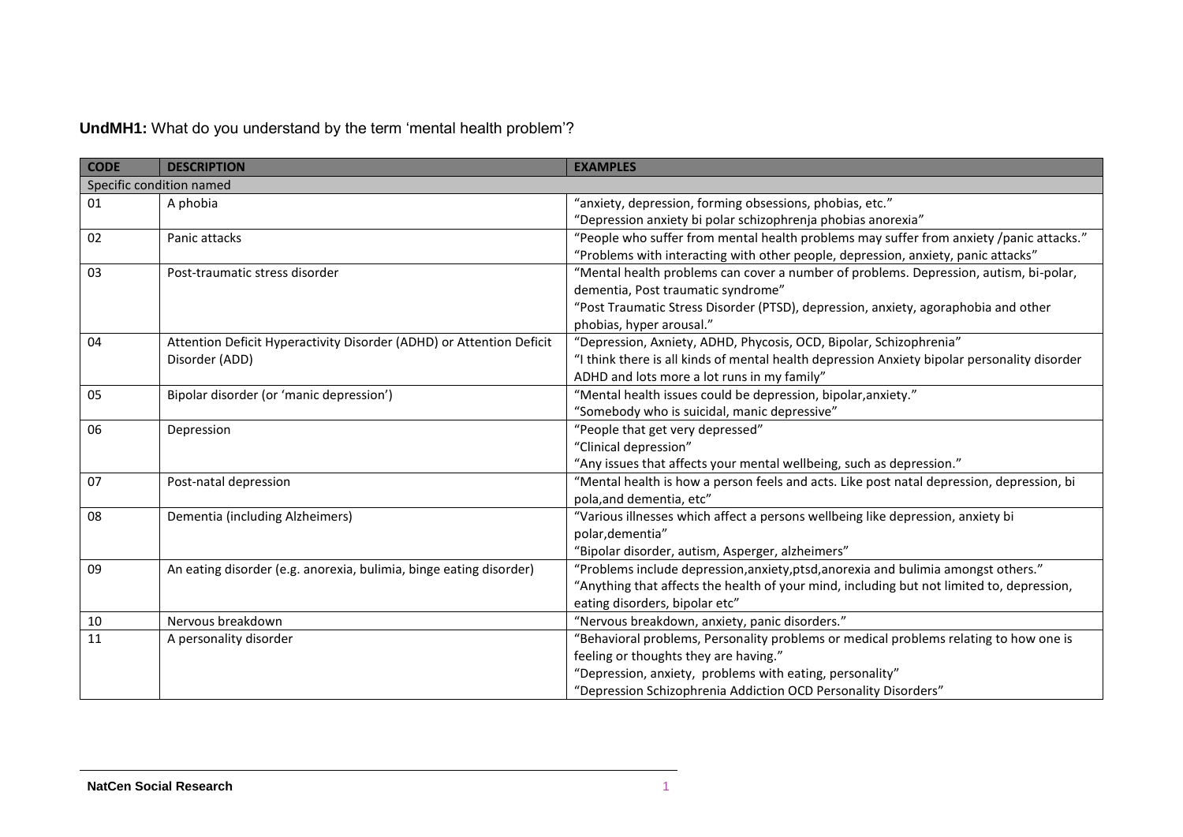**UndMH1:** What do you understand by the term 'mental health problem'?

| CODE | DESCRIPTION | EXAMPLES |
|---|---|---|
| Specific condition named | | |
| 01 | A phobia | "anxiety, depression, forming obsessions, phobias, etc."<br>"Depression anxiety bi polar schizophrenja phobias anorexia" |
| 02 | Panic attacks | "People who suffer from mental health problems may suffer from anxiety /panic attacks."<br>"Problems with interacting with other people, depression, anxiety, panic attacks" |
| 03 | Post-traumatic stress disorder | "Mental health problems can cover a number of problems. Depression, autism, bi-polar, dementia, Post traumatic syndrome"<br>"Post Traumatic Stress Disorder (PTSD), depression, anxiety, agoraphobia and other phobias, hyper arousal." |
| 04 | Attention Deficit Hyperactivity Disorder (ADHD) or Attention Deficit Disorder (ADD) | "Depression, Axniety, ADHD, Phycosis, OCD, Bipolar, Schizophrenia"<br>"I think there is all kinds of mental health depression Anxiety bipolar personality disorder ADHD and lots more a lot runs in my family" |
| 05 | Bipolar disorder (or 'manic depression') | "Mental health issues could be depression, bipolar,anxiety."<br>"Somebody who is suicidal, manic depressive" |
| 06 | Depression | "People that get very depressed"<br>"Clinical depression"<br>"Any issues that affects your mental wellbeing, such as depression." |
| 07 | Post-natal depression | "Mental health is how a person feels and acts. Like post natal depression, depression, bi pola,and dementia, etc" |
| 08 | Dementia (including Alzheimers) | "Various illnesses which affect a persons wellbeing like depression, anxiety bi polar,dementia"<br>"Bipolar disorder, autism, Asperger, alzheimers" |
| 09 | An eating disorder (e.g. anorexia, bulimia, binge eating disorder) | "Problems include depression,anxiety,ptsd,anorexia and bulimia amongst others."<br>"Anything that affects the health of your mind, including but not limited to, depression, eating disorders, bipolar etc" |
| 10 | Nervous breakdown | "Nervous breakdown, anxiety, panic disorders." |
| 11 | A personality disorder | "Behavioral problems, Personality problems or medical problems relating to how one is feeling or thoughts they are having."<br>"Depression, anxiety, problems with eating, personality"<br>"Depression Schizophrenia Addiction OCD Personality Disorders" |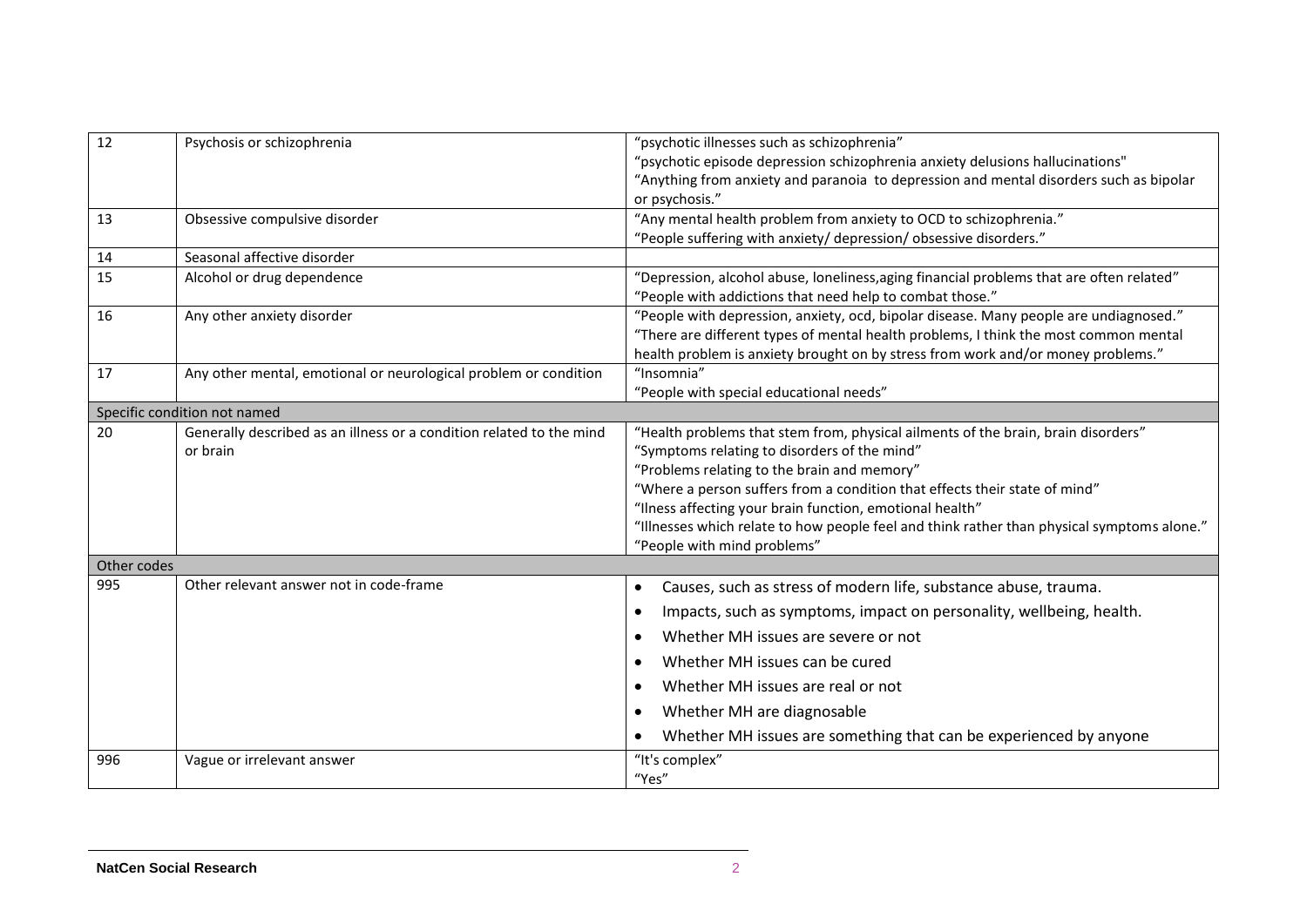| | | |
|---|---|---|
| 12 | Psychosis or schizophrenia | "psychotic illnesses such as schizophrenia"<br>"psychotic episode depression schizophrenia anxiety delusions hallucinations"<br>"Anything from anxiety and paranoia to depression and mental disorders such as bipolar or psychosis." |
| 13 | Obsessive compulsive disorder | "Any mental health problem from anxiety to OCD to schizophrenia."<br>"People suffering with anxiety/ depression/ obsessive disorders." |
| 14 | Seasonal affective disorder | |
| 15 | Alcohol or drug dependence | "Depression, alcohol abuse, loneliness,aging financial problems that are often related"<br>"People with addictions that need help to combat those." |
| 16 | Any other anxiety disorder | "People with depression, anxiety, ocd, bipolar disease. Many people are undiagnosed."<br>"There are different types of mental health problems, I think the most common mental health problem is anxiety brought on by stress from work and/or money problems." |
| 17 | Any other mental, emotional or neurological problem or condition | "Insomnia"<br>"People with special educational needs" |
| Specific condition not named | | |
| 20 | Generally described as an illness or a condition related to the mind or brain | "Health problems that stem from, physical ailments of the brain, brain disorders"<br>"Symptoms relating to disorders of the mind"<br>"Problems relating to the brain and memory"<br>"Where a person suffers from a condition that effects their state of mind"<br>"Ilness affecting your brain function, emotional health"<br>"Illnesses which relate to how people feel and think rather than physical symptoms alone."<br>"People with mind problems" |
| Other codes | | |
| 995 | Other relevant answer not in code-frame | • Causes, such as stress of modern life, substance abuse, trauma.<br>• Impacts, such as symptoms, impact on personality, wellbeing, health.<br>• Whether MH issues are severe or not<br>• Whether MH issues can be cured<br>• Whether MH issues are real or not<br>• Whether MH are diagnosable<br>• Whether MH issues are something that can be experienced by anyone |
| 996 | Vague or irrelevant answer | "It's complex"<br>"Yes" |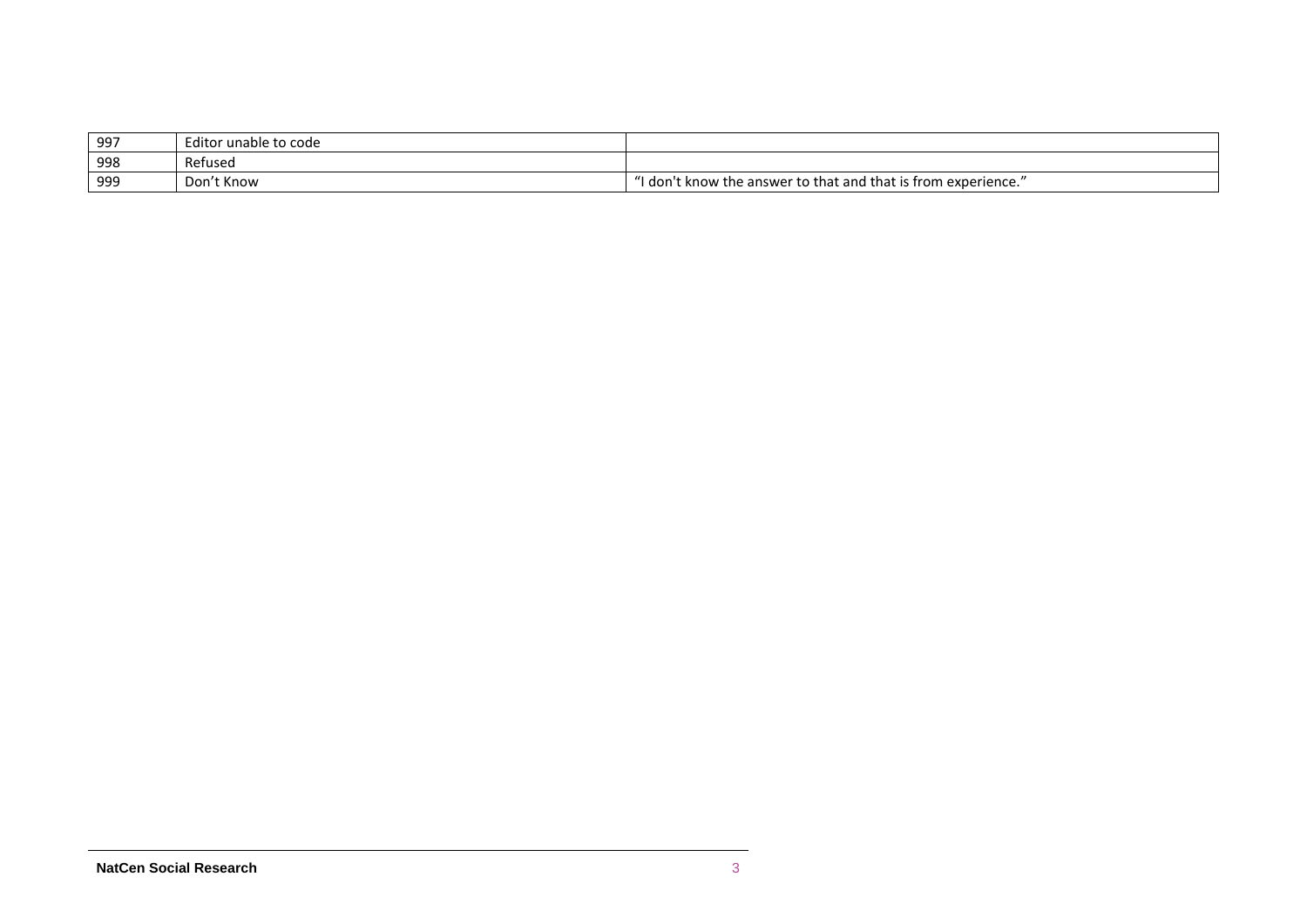| | | |
|---|---|---|
| 997 | Editor unable to code | |
| 998 | Refused | |
| 999 | Don't Know | "I don't know the answer to that and that is from experience." |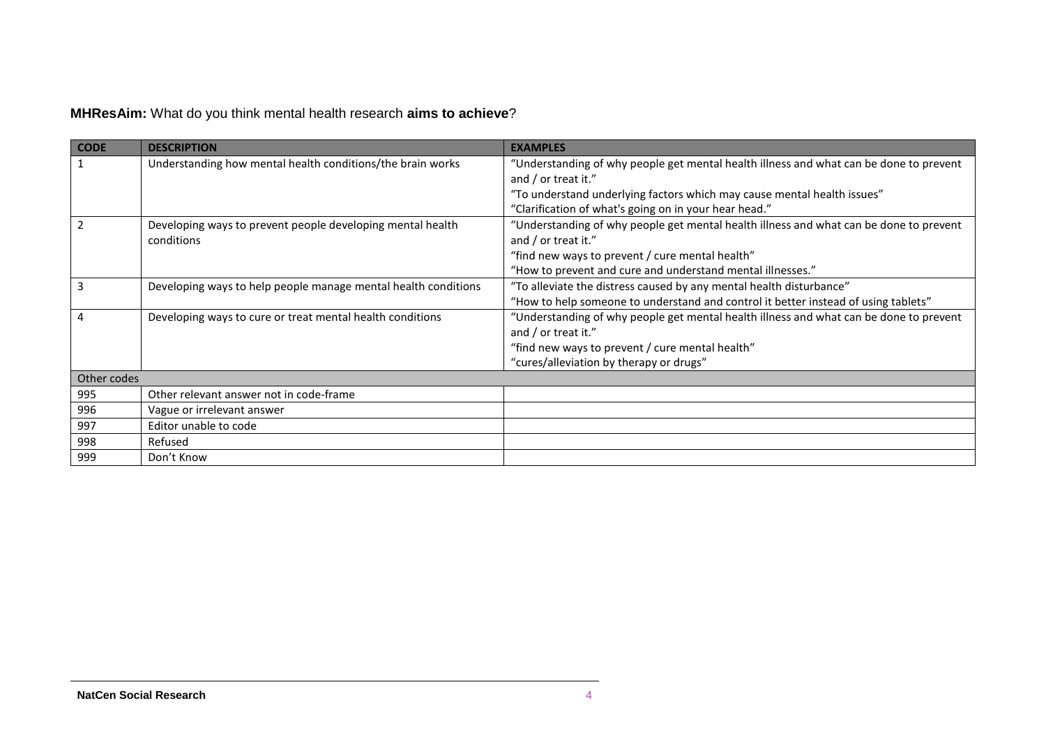**MHResAim:** What do you think mental health research **aims to achieve**?

| CODE | DESCRIPTION | EXAMPLES |
|---|---|---|
| 1 | Understanding how mental health conditions/the brain works | "Understanding of why people get mental health illness and what can be done to prevent and / or treat it."<br>"To understand underlying factors which may cause mental health issues"<br>"Clarification of what's going on in your hear head." |
| 2 | Developing ways to prevent people developing mental health conditions | "Understanding of why people get mental health illness and what can be done to prevent and / or treat it."<br>"find new ways to prevent / cure mental health"<br>"How to prevent and cure and understand mental illnesses." |
| 3 | Developing ways to help people manage mental health conditions | "To alleviate the distress caused by any mental health disturbance"<br>"How to help someone to understand and control it better instead of using tablets" |
| 4 | Developing ways to cure or treat mental health conditions | "Understanding of why people get mental health illness and what can be done to prevent and / or treat it."<br>"find new ways to prevent / cure mental health"<br>"cures/alleviation by therapy or drugs" |
| Other codes | | |
| 995 | Other relevant answer not in code-frame | |
| 996 | Vague or irrelevant answer | |
| 997 | Editor unable to code | |
| 998 | Refused | |
| 999 | Don't Know | |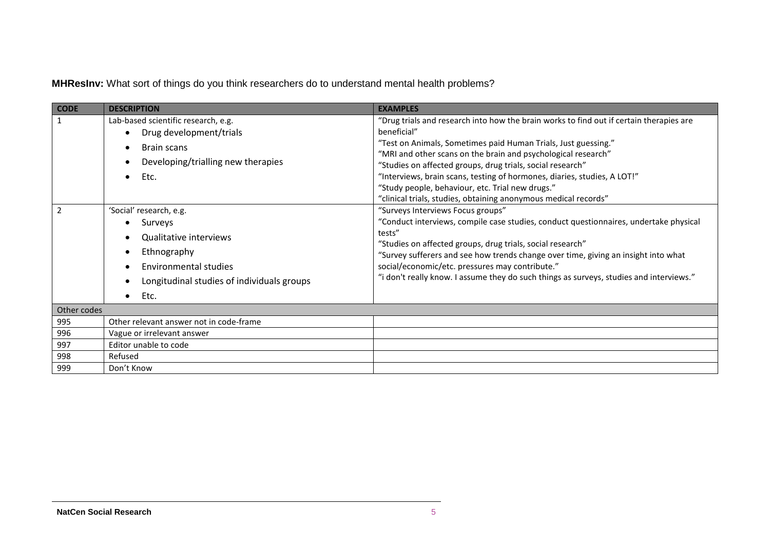**MHResInv:** What sort of things do you think researchers do to understand mental health problems?

| CODE | DESCRIPTION | EXAMPLES |
|---|---|---|
| 1 | Lab-based scientific research, e.g.<br>• Drug development/trials<br>• Brain scans<br>• Developing/trialling new therapies<br>• Etc. | "Drug trials and research into how the brain works to find out if certain therapies are beneficial"<br>"Test on Animals, Sometimes paid Human Trials, Just guessing."<br>"MRI and other scans on the brain and psychological research"<br>"Studies on affected groups, drug trials, social research"<br>"Interviews, brain scans, testing of hormones, diaries, studies, A LOT!"<br>"Study people, behaviour, etc. Trial new drugs."<br>"clinical trials, studies, obtaining anonymous medical records" |
| 2 | 'Social' research, e.g.<br>• Surveys<br>• Qualitative interviews<br>• Ethnography<br>• Environmental studies<br>• Longitudinal studies of individuals groups<br>• Etc. | "Surveys Interviews Focus groups"<br>"Conduct interviews, compile case studies, conduct questionnaires, undertake physical tests"<br>"Studies on affected groups, drug trials, social research"<br>"Survey sufferers and see how trends change over time, giving an insight into what social/economic/etc. pressures may contribute."<br>"i don't really know. I assume they do such things as surveys, studies and interviews." |
| Other codes | | |
| 995 | Other relevant answer not in code-frame | |
| 996 | Vague or irrelevant answer | |
| 997 | Editor unable to code | |
| 998 | Refused | |
| 999 | Don't Know | |